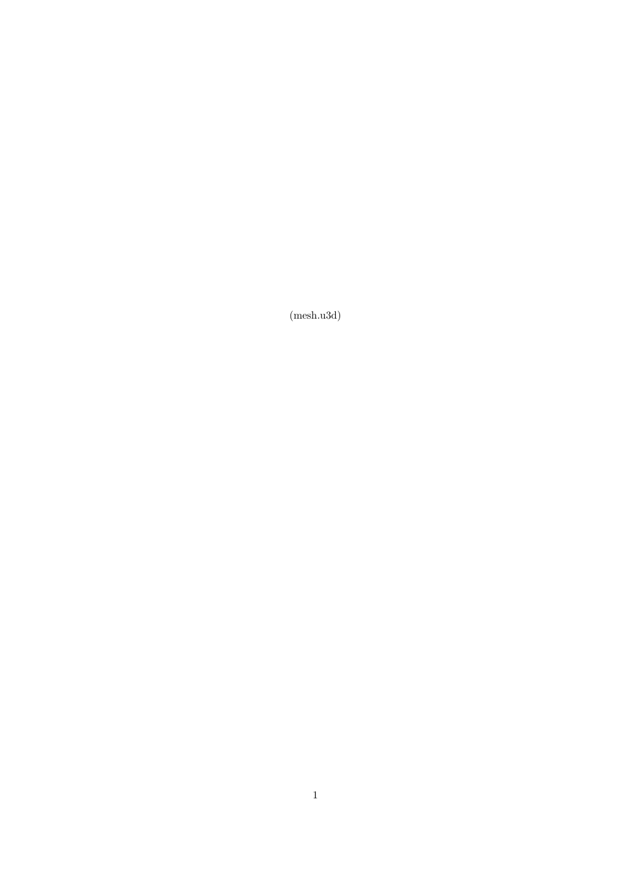(mesh.u3d)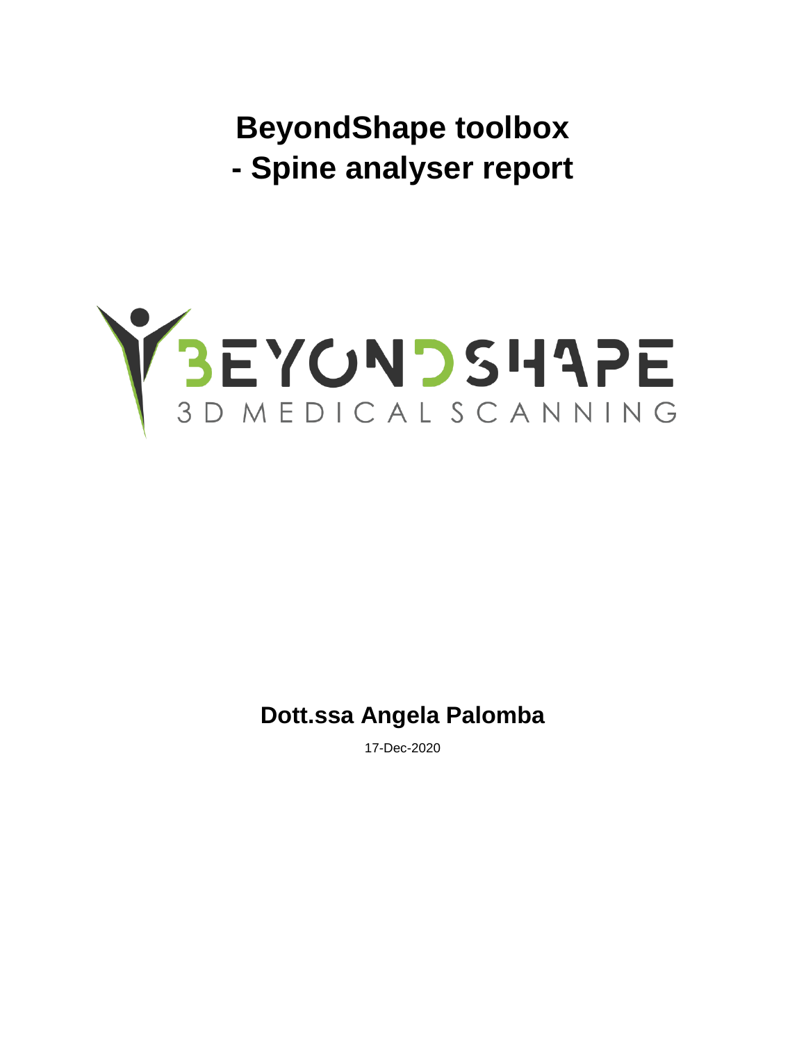# BeyondShape toolbox
# - Spine analyser report

BEYONDSHAPE
3D MEDICAL SCANNING

**Dott.ssa Angela Palomba**

17-Dec-2020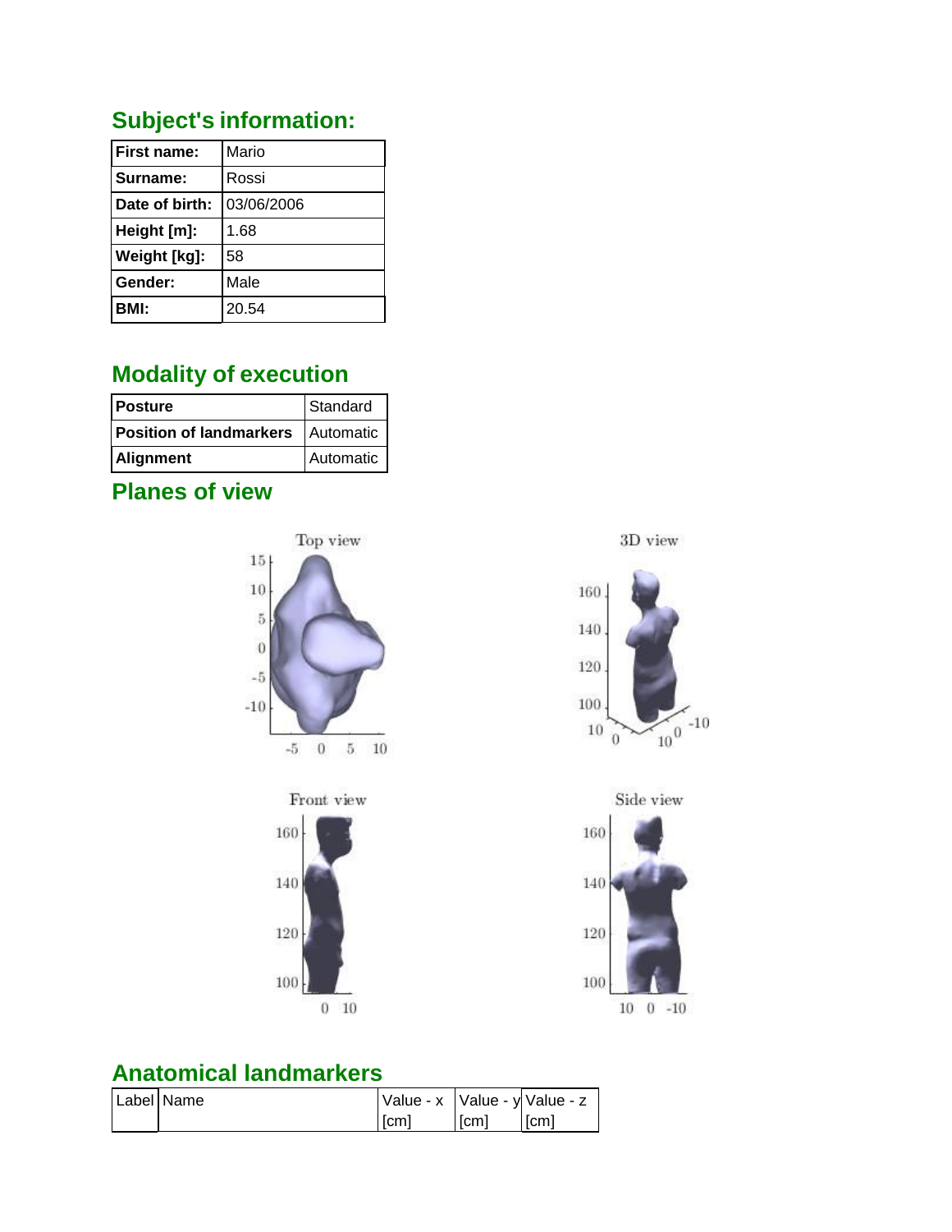## Subject's information:

| First name: | Mario |
|---|---|
| Surname: | Rossi |
| Date of birth: | 03/06/2006 |
| Height [m]: | 1.68 |
| Weight [kg]: | 58 |
| Gender: | Male |
| BMI: | 20.54 |

## Modality of execution

| Posture | Standard |
|---|---|
| Position of landmarkers | Automatic |
| Alignment | Automatic |

## Planes of view

## Anatomical landmarkers

| Label | Name | Value - x [cm] | Value - y [cm] | Value - z [cm] |
|---|---|---|---|---|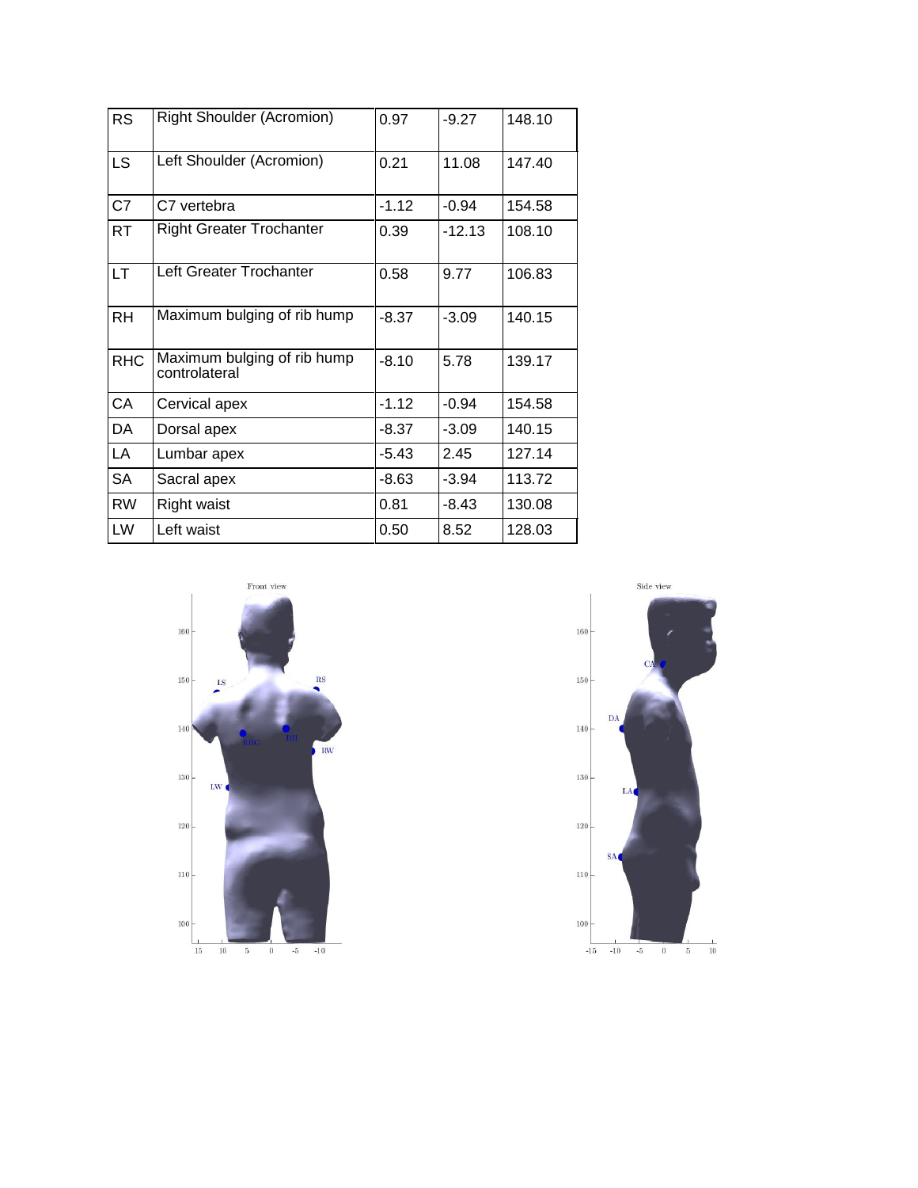| | | | | |
|---|---|---|---|---|
| RS | Right Shoulder (Acromion) | 0.97 | -9.27 | 148.10 |
| LS | Left Shoulder (Acromion) | 0.21 | 11.08 | 147.40 |
| C7 | C7 vertebra | -1.12 | -0.94 | 154.58 |
| RT | Right Greater Trochanter | 0.39 | -12.13 | 108.10 |
| LT | Left Greater Trochanter | 0.58 | 9.77 | 106.83 |
| RH | Maximum bulging of rib hump | -8.37 | -3.09 | 140.15 |
| RHC | Maximum bulging of rib hump controlateral | -8.10 | 5.78 | 139.17 |
| CA | Cervical apex | -1.12 | -0.94 | 154.58 |
| DA | Dorsal apex | -8.37 | -3.09 | 140.15 |
| LA | Lumbar apex | -5.43 | 2.45 | 127.14 |
| SA | Sacral apex | -8.63 | -3.94 | 113.72 |
| RW | Right waist | 0.81 | -8.43 | 130.08 |
| LW | Left waist | 0.50 | 8.52 | 128.03 |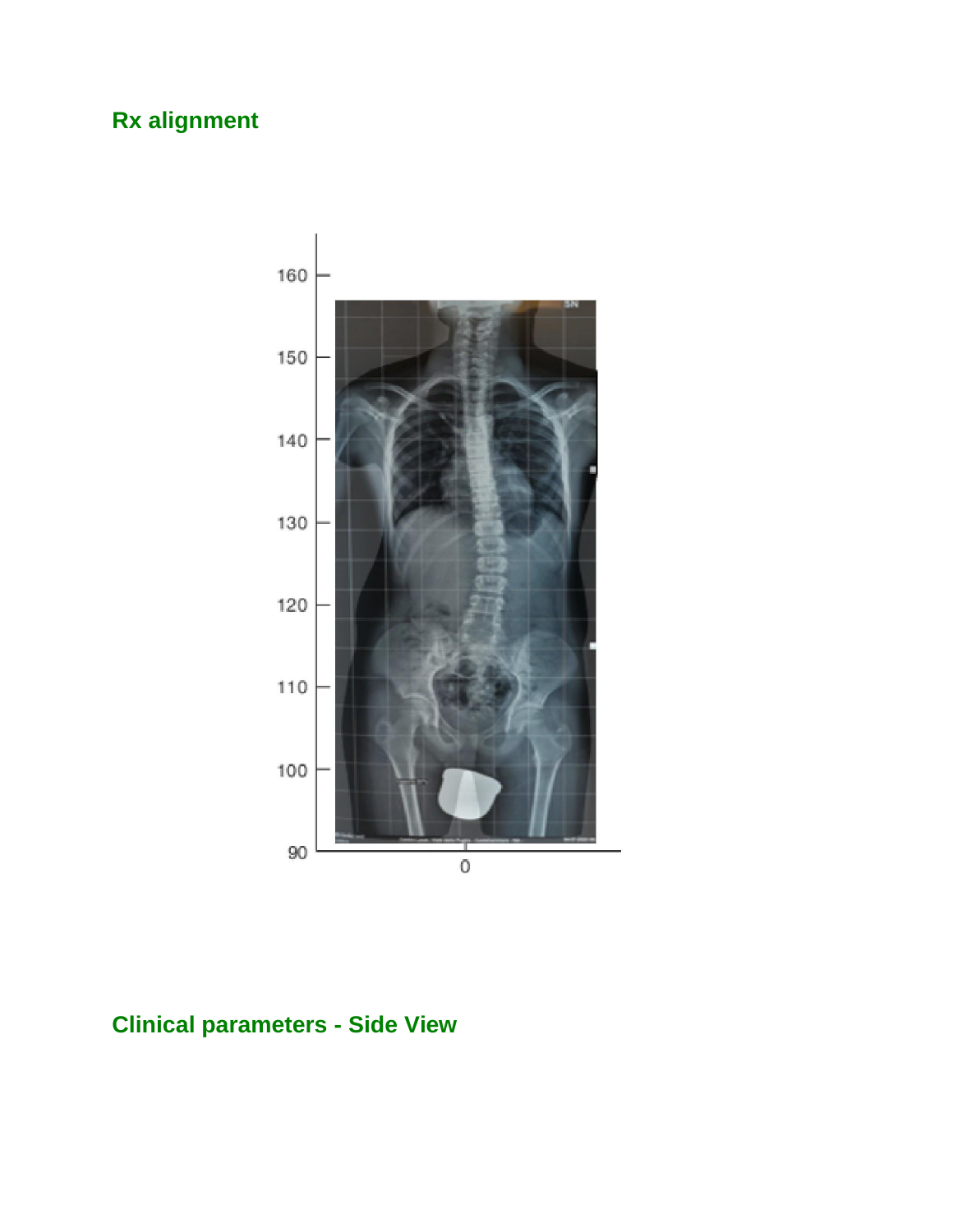## Rx alignment

## Clinical parameters - Side View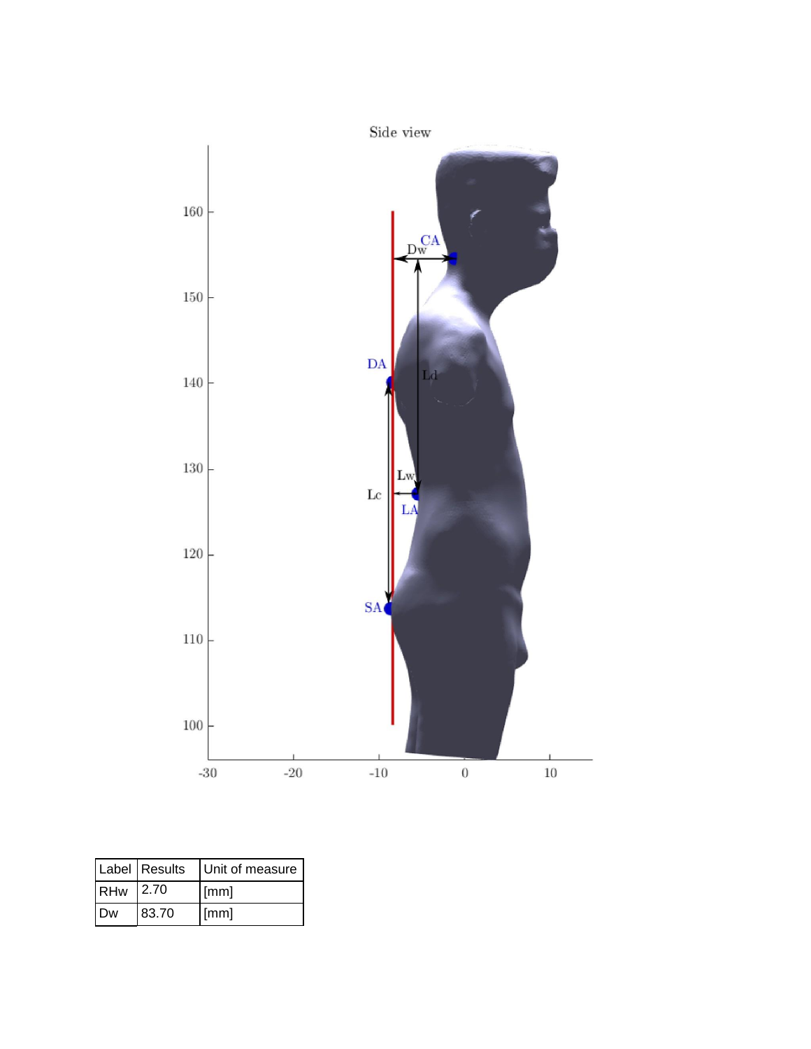| Label | Results | Unit of measure |
| --- | --- | --- |
| RHw | 2.70 | [mm] |
| Dw | 83.70 | [mm] |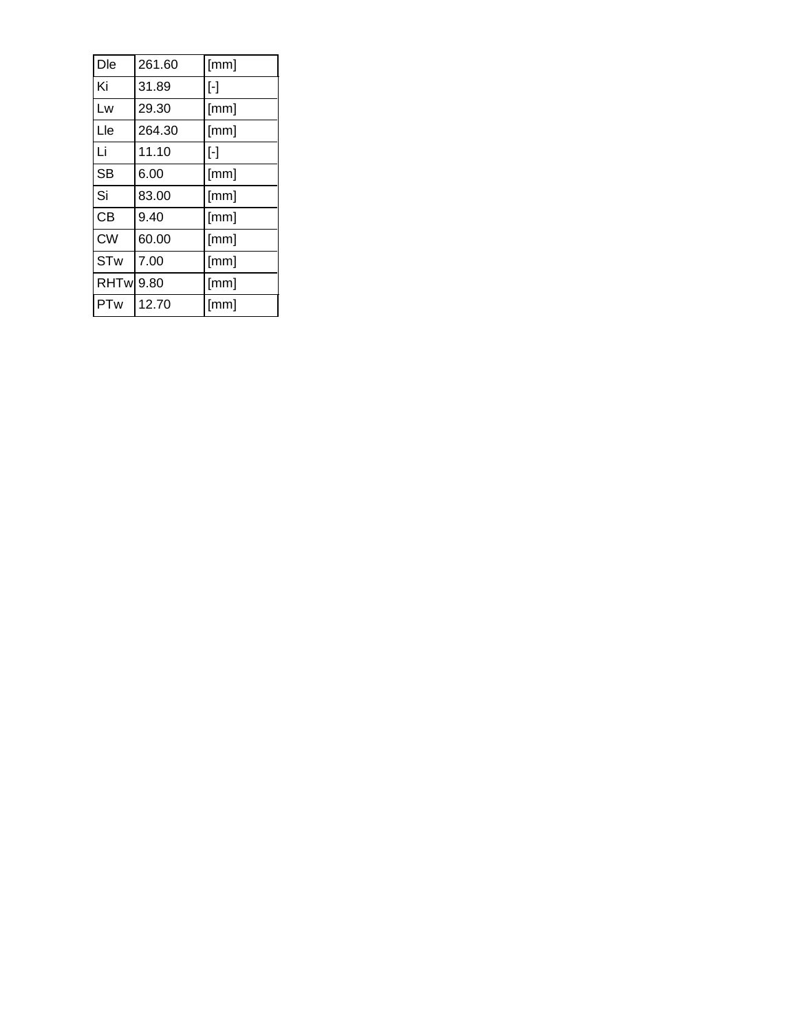| Dle | 261.60 | [mm] |
|---|---|---|
| Ki | 31.89 | [-] |
| Lw | 29.30 | [mm] |
| Lle | 264.30 | [mm] |
| Li | 11.10 | [-] |
| SB | 6.00 | [mm] |
| Si | 83.00 | [mm] |
| CB | 9.40 | [mm] |
| CW | 60.00 | [mm] |
| STw | 7.00 | [mm] |
| RHTw | 9.80 | [mm] |
| PTw | 12.70 | [mm] |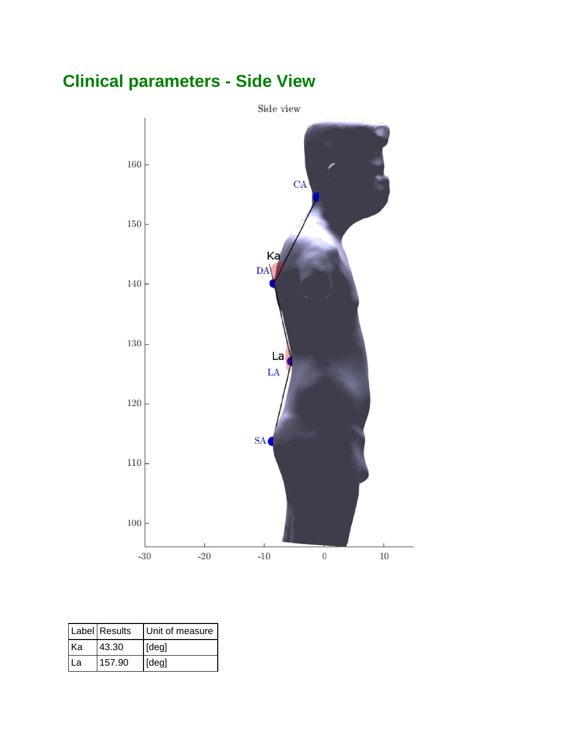# Clinical parameters - Side View

| Label | Results | Unit of measure |
| --- | --- | --- |
| Ka | 43.30 | [deg] |
| La | 157.90 | [deg] |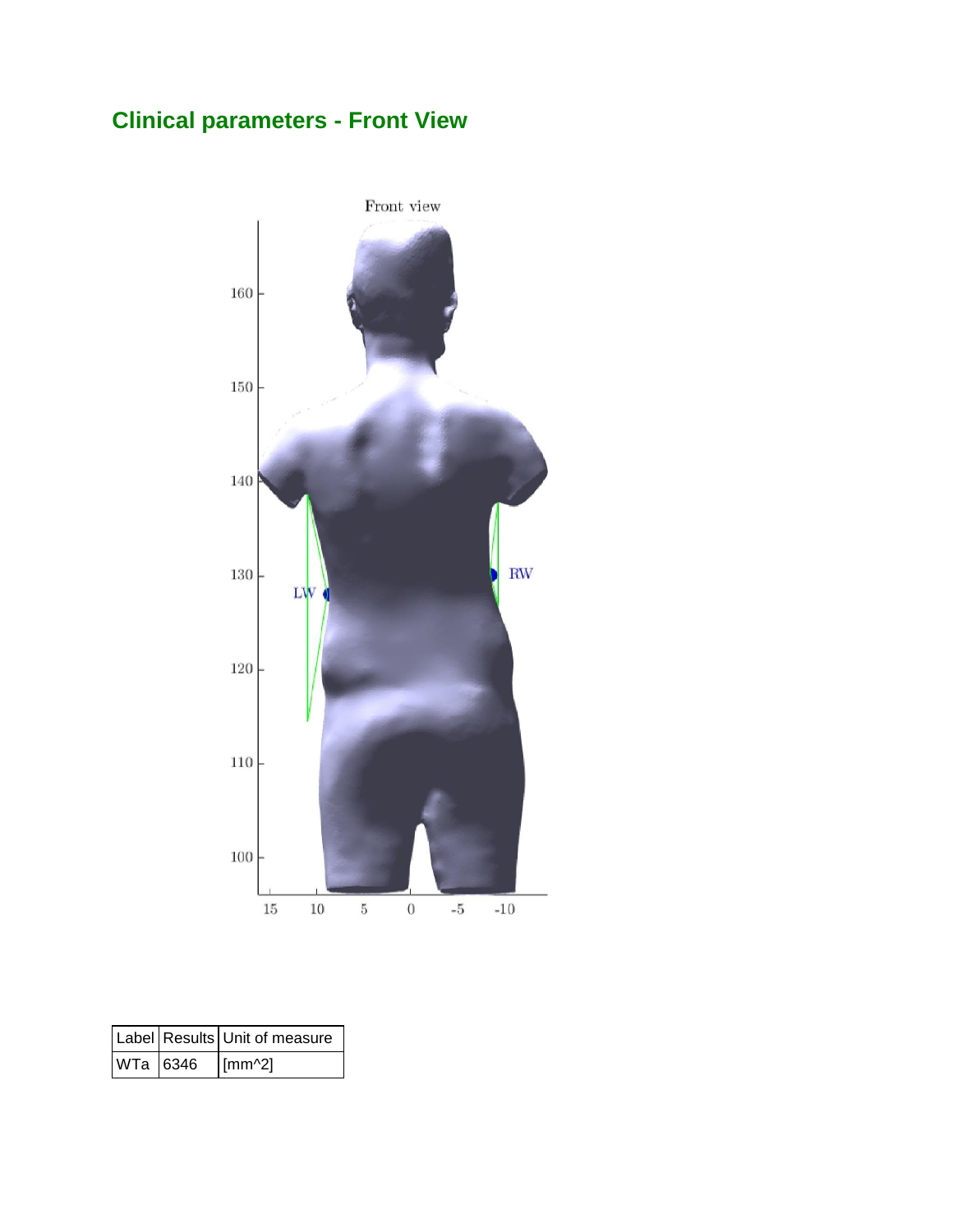## Clinical parameters - Front View

| Label | Results | Unit of measure |
|---|---|---|
| WTa | 6346 | [mm^2] |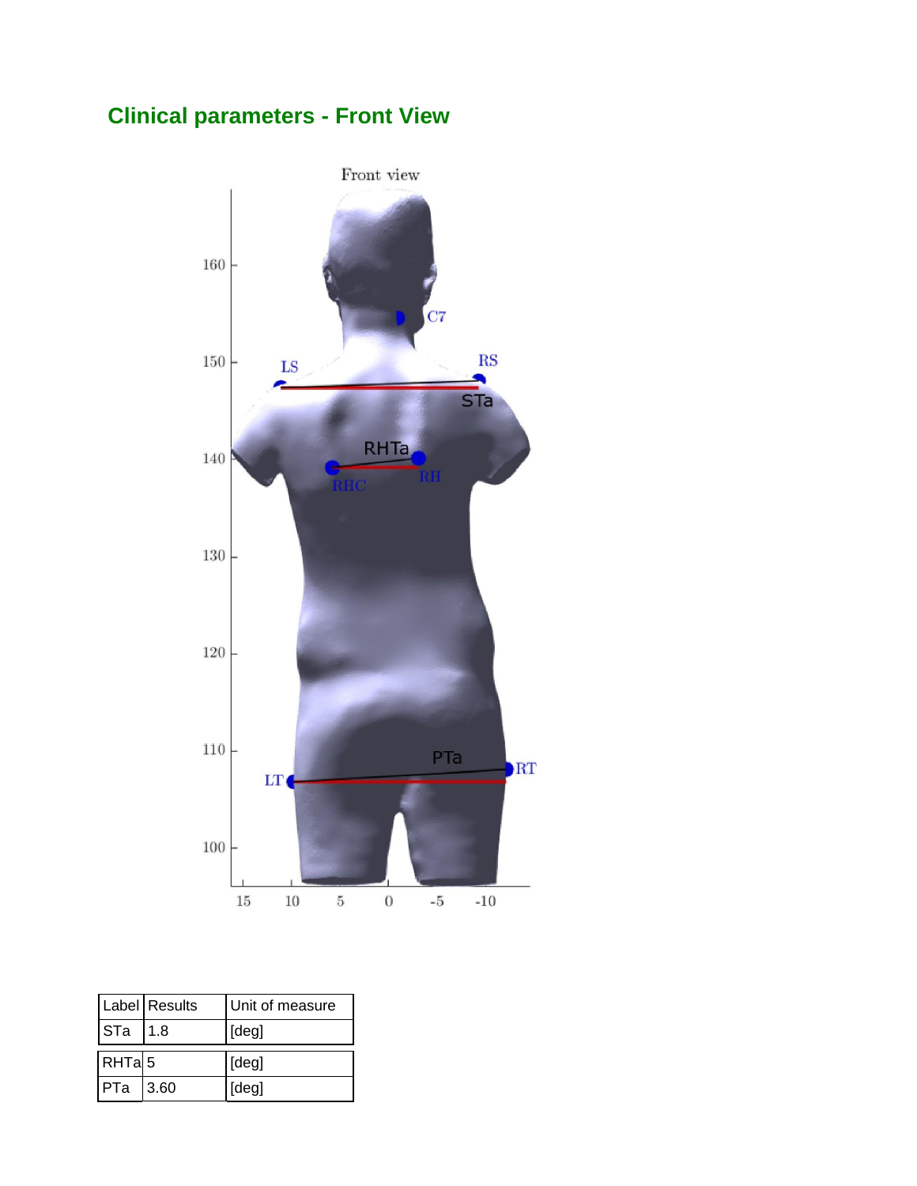## Clinical parameters - Front View

| Label | Results | Unit of measure |
|---|---|---|
| STa | 1.8 | [deg] |
| RHTa | 5 | [deg] |
| PTa | 3.60 | [deg] |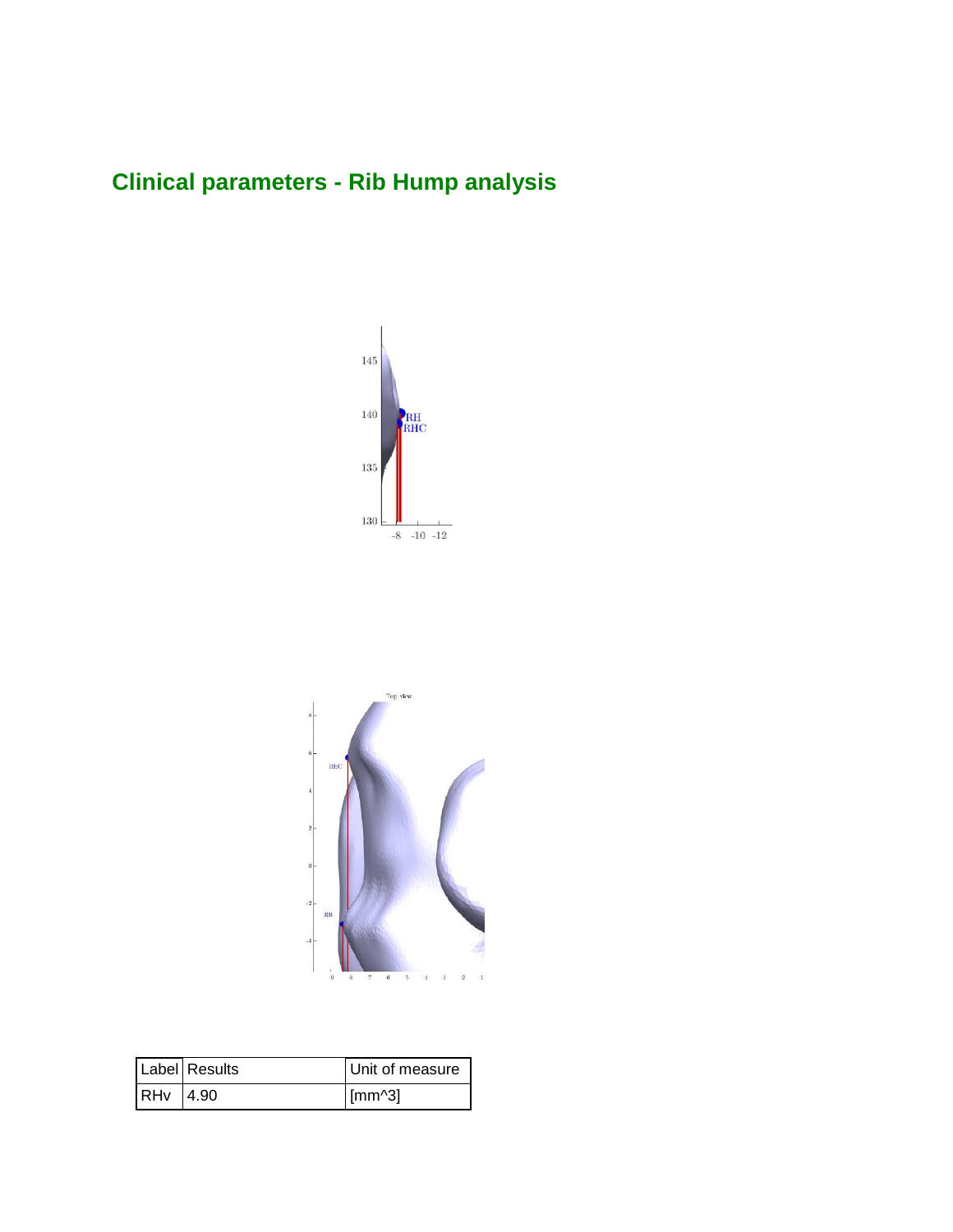## Clinical parameters - Rib Hump analysis

| Label | Results | Unit of measure |
|---|---|---|
| RHv | 4.90 | [mm^3] |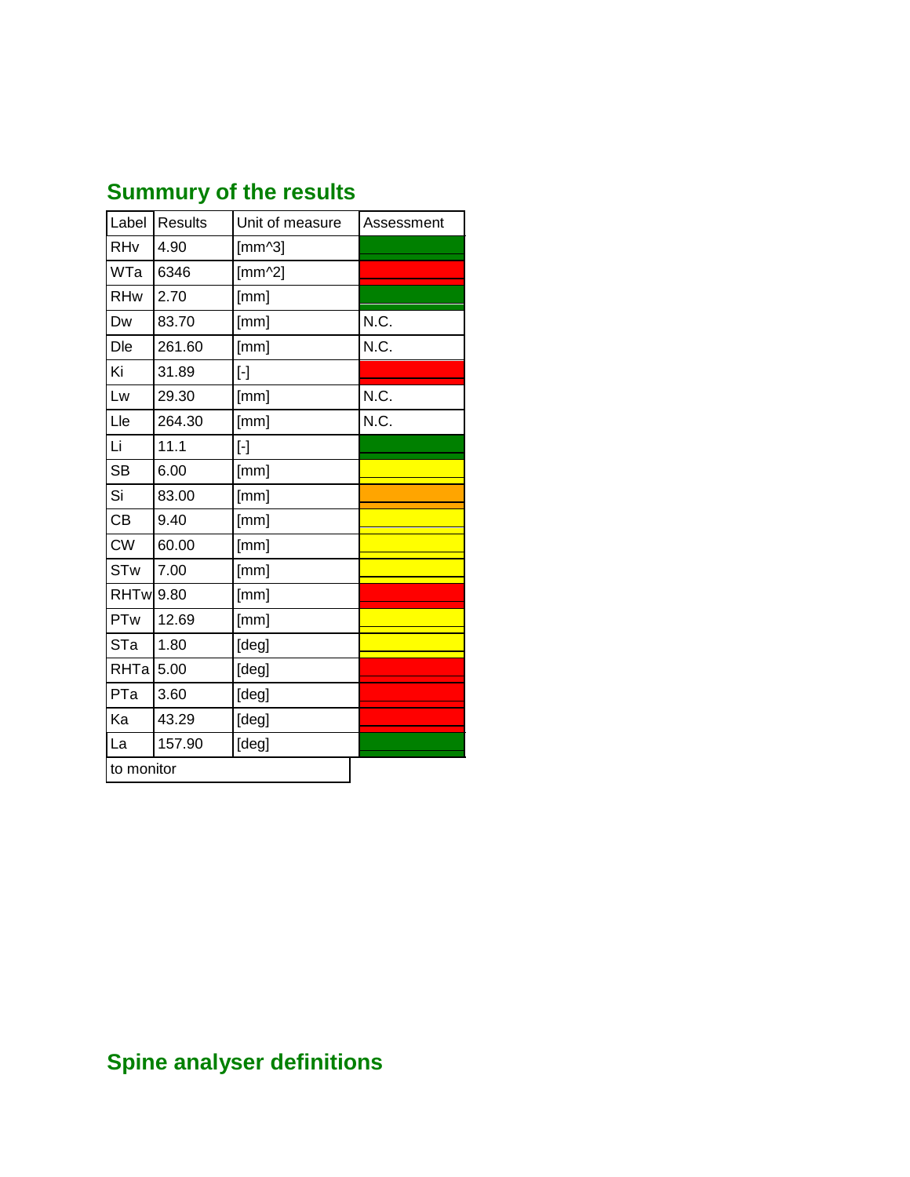## Summury of the results

| Label | Results | Unit of measure | Assessment |
|---|---|---|---|
| RHv | 4.90 | [mm^3] | |
| WTa | 6346 | [mm^2] | |
| RHw | 2.70 | [mm] | |
| Dw | 83.70 | [mm] | N.C. |
| Dle | 261.60 | [mm] | N.C. |
| Ki | 31.89 | [-] | |
| Lw | 29.30 | [mm] | N.C. |
| Lle | 264.30 | [mm] | N.C. |
| Li | 11.1 | [-] | |
| SB | 6.00 | [mm] | |
| Si | 83.00 | [mm] | |
| CB | 9.40 | [mm] | |
| CW | 60.00 | [mm] | |
| STw | 7.00 | [mm] | |
| RHTw | 9.80 | [mm] | |
| PTw | 12.69 | [mm] | |
| STa | 1.80 | [deg] | |
| RHTa | 5.00 | [deg] | |
| PTa | 3.60 | [deg] | |
| Ka | 43.29 | [deg] | |
| La | 157.90 | [deg] | |

to monitor

## Spine analyser definitions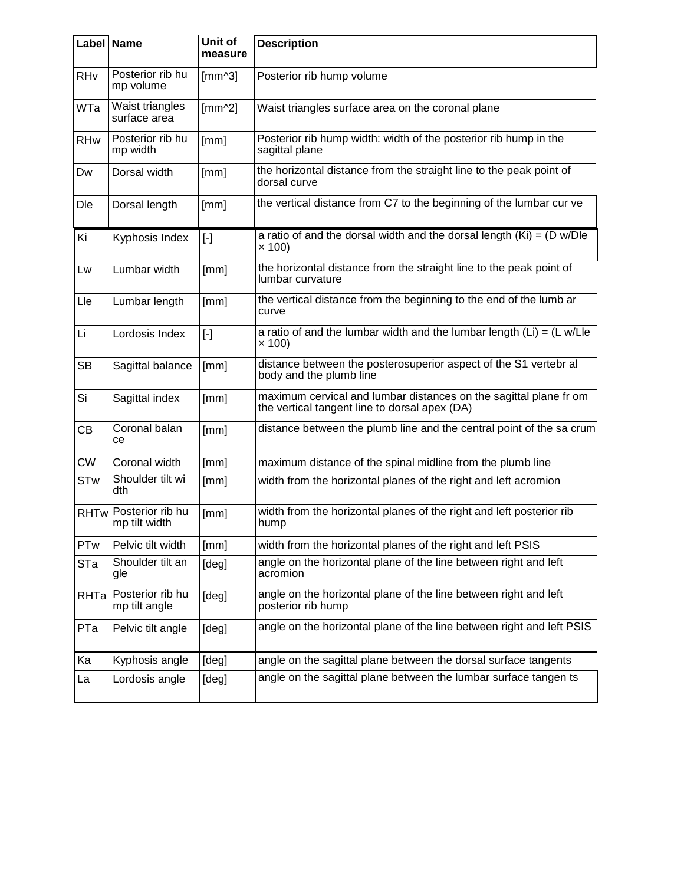| Label | Name | Unit of measure | Description |
| --- | --- | --- | --- |
| RHv | Posterior rib hump volume | [mm^3] | Posterior rib hump volume |
| WTa | Waist triangles surface area | [mm^2] | Waist triangles surface area on the coronal plane |
| RHw | Posterior rib hump width | [mm] | Posterior rib hump width: width of the posterior rib hump in the sagittal plane |
| Dw | Dorsal width | [mm] | the horizontal distance from the straight line to the peak point of dorsal curve |
| Dle | Dorsal length | [mm] | the vertical distance from C7 to the beginning of the lumbar curve |
| Ki | Kyphosis Index | [-] | a ratio of and the dorsal width and the dorsal length (Ki) = (Dw/Dle × 100) |
| Lw | Lumbar width | [mm] | the horizontal distance from the straight line to the peak point of lumbar curvature |
| Lle | Lumbar length | [mm] | the vertical distance from the beginning to the end of the lumbar curve |
| Li | Lordosis Index | [-] | a ratio of and the lumbar width and the lumbar length (Li) = (Lw/Lle × 100) |
| SB | Sagittal balance | [mm] | distance between the posterosuperior aspect of the S1 vertebral body and the plumb line |
| Si | Sagittal index | [mm] | maximum cervical and lumbar distances on the sagittal plane from the vertical tangent line to dorsal apex (DA) |
| CB | Coronal balance | [mm] | distance between the plumb line and the central point of the sacrum |
| CW | Coronal width | [mm] | maximum distance of the spinal midline from the plumb line |
| STw | Shoulder tilt width | [mm] | width from the horizontal planes of the right and left acromion |
| RHTw | Posterior rib hump tilt width | [mm] | width from the horizontal planes of the right and left posterior rib hump |
| PTw | Pelvic tilt width | [mm] | width from the horizontal planes of the right and left PSIS |
| STa | Shoulder tilt angle | [deg] | angle on the horizontal plane of the line between right and left acromion |
| RHTa | Posterior rib hump tilt angle | [deg] | angle on the horizontal plane of the line between right and left posterior rib hump |
| PTa | Pelvic tilt angle | [deg] | angle on the horizontal plane of the line between right and left PSIS |
| Ka | Kyphosis angle | [deg] | angle on the sagittal plane between the dorsal surface tangents |
| La | Lordosis angle | [deg] | angle on the sagittal plane between the lumbar surface tangents |